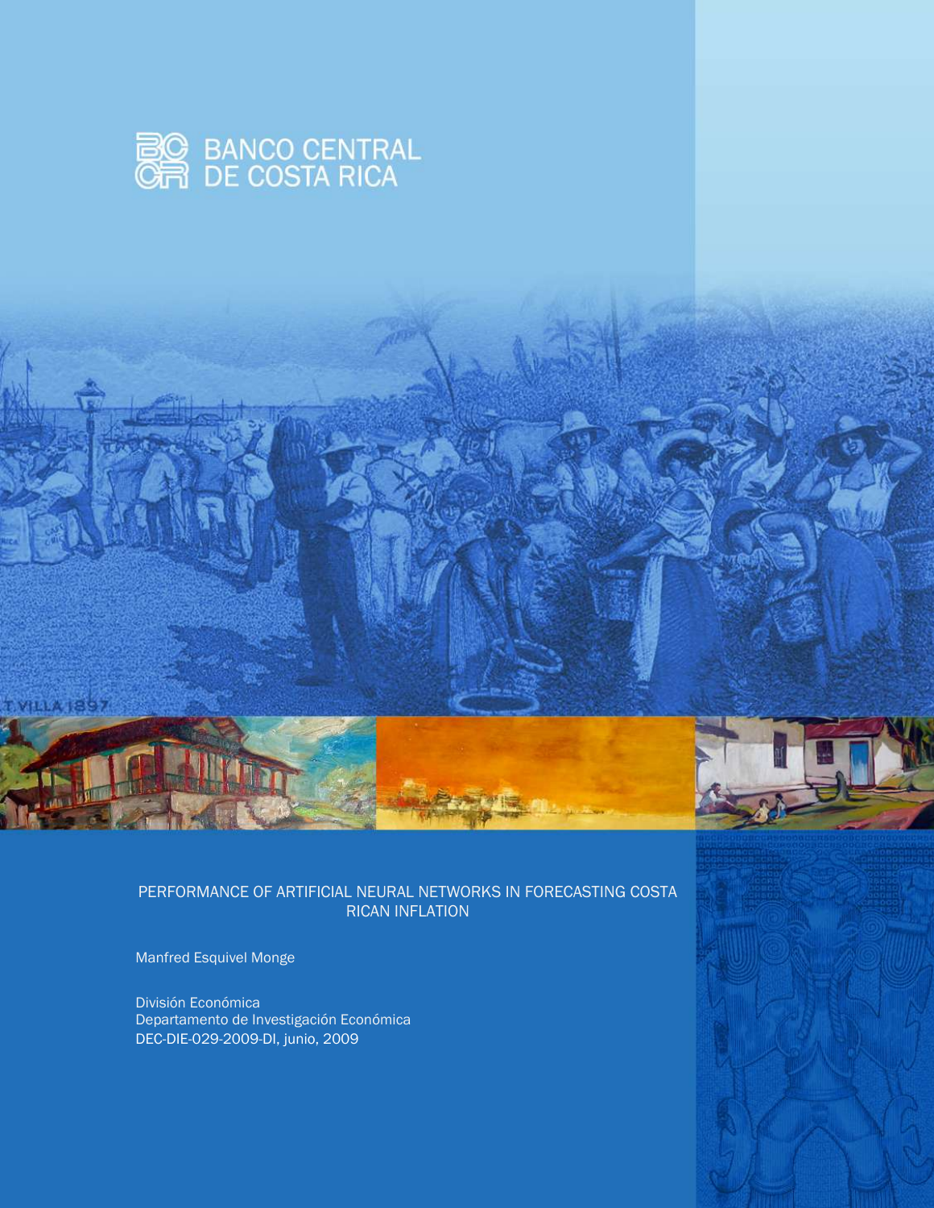BANCO CENTRAL DE COSTA RICA

# PERFORMANCE OF ARTIFICIAL NEURAL NETWORKS IN FORECASTING COSTA RICAN INFLATION

Manfred Esquivel Monge

División Económica
Departamento de Investigación Económica
DEC-DIE-029-2009-DI, junio, 2009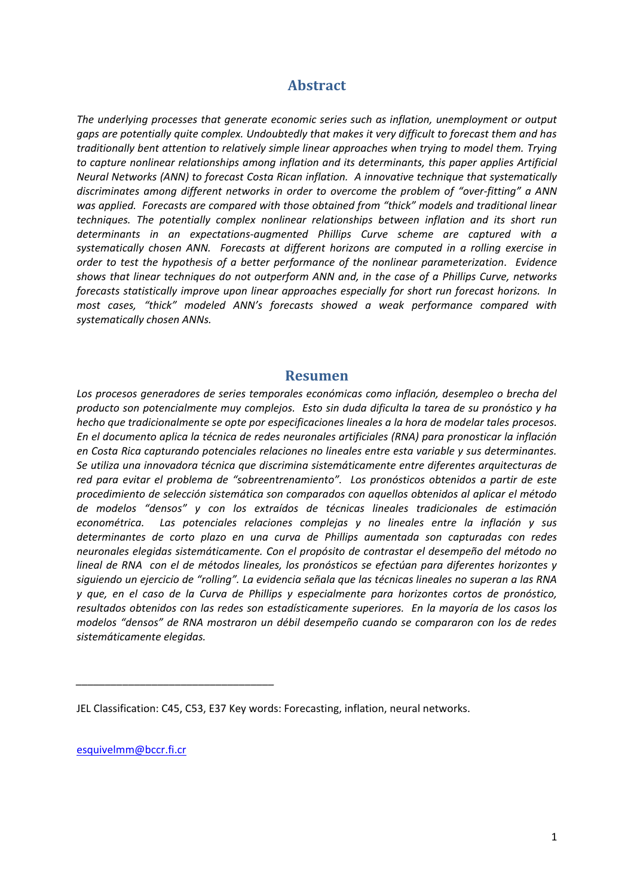## Abstract

*The underlying processes that generate economic series such as inflation, unemployment or output gaps are potentially quite complex. Undoubtedly that makes it very difficult to forecast them and has traditionally bent attention to relatively simple linear approaches when trying to model them. Trying to capture nonlinear relationships among inflation and its determinants, this paper applies Artificial Neural Networks (ANN) to forecast Costa Rican inflation. A innovative technique that systematically discriminates among different networks in order to overcome the problem of "over-fitting" a ANN was applied. Forecasts are compared with those obtained from "thick" models and traditional linear techniques. The potentially complex nonlinear relationships between inflation and its short run determinants in an expectations-augmented Phillips Curve scheme are captured with a systematically chosen ANN. Forecasts at different horizons are computed in a rolling exercise in order to test the hypothesis of a better performance of the nonlinear parameterization. Evidence shows that linear techniques do not outperform ANN and, in the case of a Phillips Curve, networks forecasts statistically improve upon linear approaches especially for short run forecast horizons. In most cases, "thick" modeled ANN's forecasts showed a weak performance compared with systematically chosen ANNs.*

## Resumen

*Los procesos generadores de series temporales económicas como inflación, desempleo o brecha del producto son potencialmente muy complejos. Esto sin duda dificulta la tarea de su pronóstico y ha hecho que tradicionalmente se opte por especificaciones lineales a la hora de modelar tales procesos. En el documento aplica la técnica de redes neuronales artificiales (RNA) para pronosticar la inflación en Costa Rica capturando potenciales relaciones no lineales entre esta variable y sus determinantes. Se utiliza una innovadora técnica que discrimina sistemáticamente entre diferentes arquitecturas de red para evitar el problema de "sobreentrenamiento". Los pronósticos obtenidos a partir de este procedimiento de selección sistemática son comparados con aquellos obtenidos al aplicar el método de modelos "densos" y con los extraídos de técnicas lineales tradicionales de estimación econométrica. Las potenciales relaciones complejas y no lineales entre la inflación y sus determinantes de corto plazo en una curva de Phillips aumentada son capturadas con redes neuronales elegidas sistemáticamente. Con el propósito de contrastar el desempeño del método no lineal de RNA con el de métodos lineales, los pronósticos se efectúan para diferentes horizontes y siguiendo un ejercicio de "rolling". La evidencia señala que las técnicas lineales no superan a las RNA y que, en el caso de la Curva de Phillips y especialmente para horizontes cortos de pronóstico, resultados obtenidos con las redes son estadísticamente superiores. En la mayoría de los casos los modelos "densos" de RNA mostraron un débil desempeño cuando se compararon con los de redes sistemáticamente elegidas.*

---

JEL Classification: C45, C53, E37 Key words: Forecasting, inflation, neural networks.

esquivelmm@bccr.fi.cr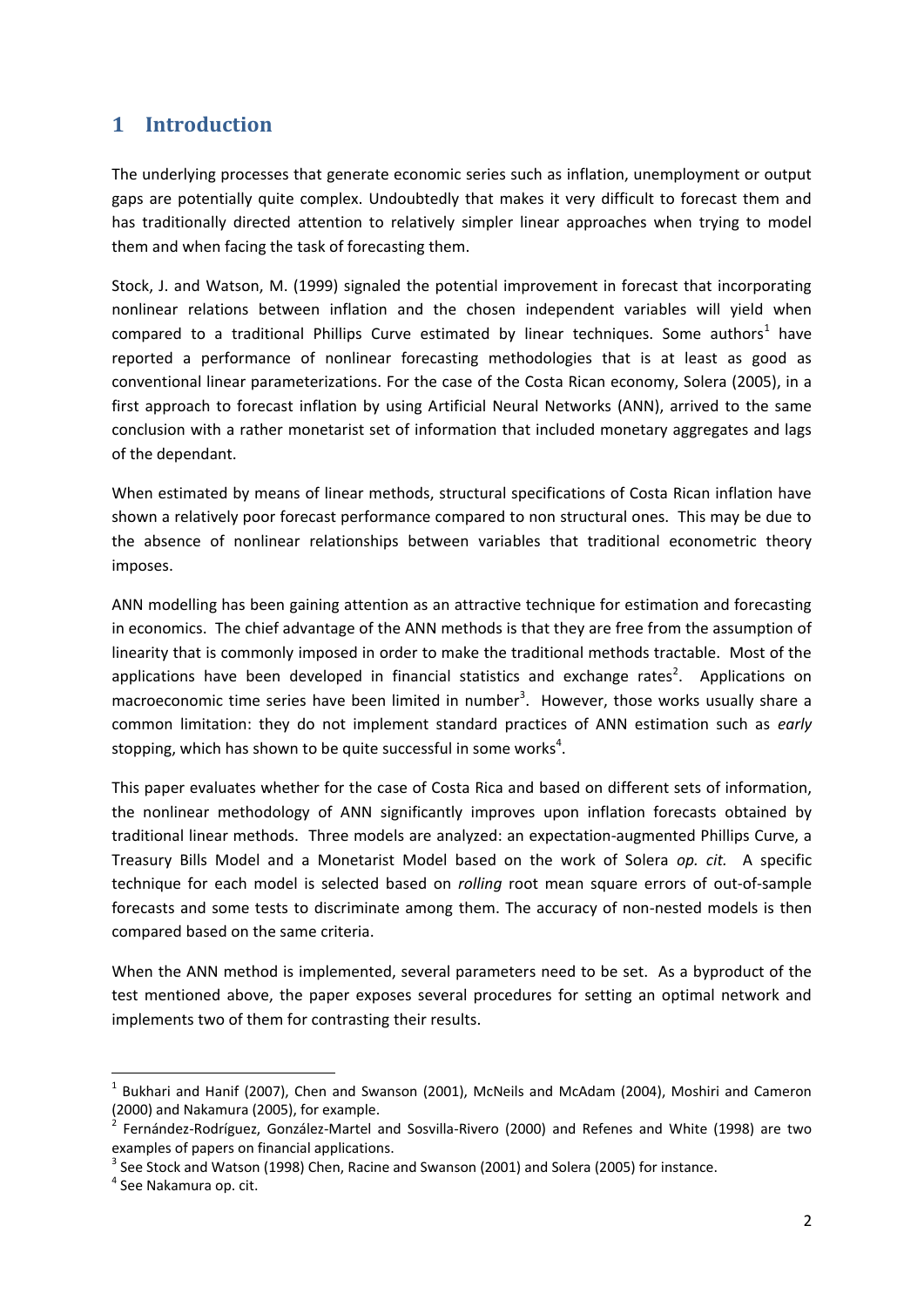# 1 Introduction

The underlying processes that generate economic series such as inflation, unemployment or output gaps are potentially quite complex. Undoubtedly that makes it very difficult to forecast them and has traditionally directed attention to relatively simpler linear approaches when trying to model them and when facing the task of forecasting them.

Stock, J. and Watson, M. (1999) signaled the potential improvement in forecast that incorporating nonlinear relations between inflation and the chosen independent variables will yield when compared to a traditional Phillips Curve estimated by linear techniques. Some authors[1] have reported a performance of nonlinear forecasting methodologies that is at least as good as conventional linear parameterizations. For the case of the Costa Rican economy, Solera (2005), in a first approach to forecast inflation by using Artificial Neural Networks (ANN), arrived to the same conclusion with a rather monetarist set of information that included monetary aggregates and lags of the dependant.

When estimated by means of linear methods, structural specifications of Costa Rican inflation have shown a relatively poor forecast performance compared to non structural ones. This may be due to the absence of nonlinear relationships between variables that traditional econometric theory imposes.

ANN modelling has been gaining attention as an attractive technique for estimation and forecasting in economics. The chief advantage of the ANN methods is that they are free from the assumption of linearity that is commonly imposed in order to make the traditional methods tractable. Most of the applications have been developed in financial statistics and exchange rates[2]. Applications on macroeconomic time series have been limited in number[3]. However, those works usually share a common limitation: they do not implement standard practices of ANN estimation such as *early* stopping, which has shown to be quite successful in some works[4].

This paper evaluates whether for the case of Costa Rica and based on different sets of information, the nonlinear methodology of ANN significantly improves upon inflation forecasts obtained by traditional linear methods. Three models are analyzed: an expectation-augmented Phillips Curve, a Treasury Bills Model and a Monetarist Model based on the work of Solera *op. cit.* A specific technique for each model is selected based on *rolling* root mean square errors of out-of-sample forecasts and some tests to discriminate among them. The accuracy of non-nested models is then compared based on the same criteria.

When the ANN method is implemented, several parameters need to be set. As a byproduct of the test mentioned above, the paper exposes several procedures for setting an optimal network and implements two of them for contrasting their results.

---

[1] Bukhari and Hanif (2007), Chen and Swanson (2001), McNeils and McAdam (2004), Moshiri and Cameron (2000) and Nakamura (2005), for example.

[2] Fernández-Rodríguez, González-Martel and Sosvilla-Rivero (2000) and Refenes and White (1998) are two examples of papers on financial applications.

[3] See Stock and Watson (1998) Chen, Racine and Swanson (2001) and Solera (2005) for instance.

[4] See Nakamura op. cit.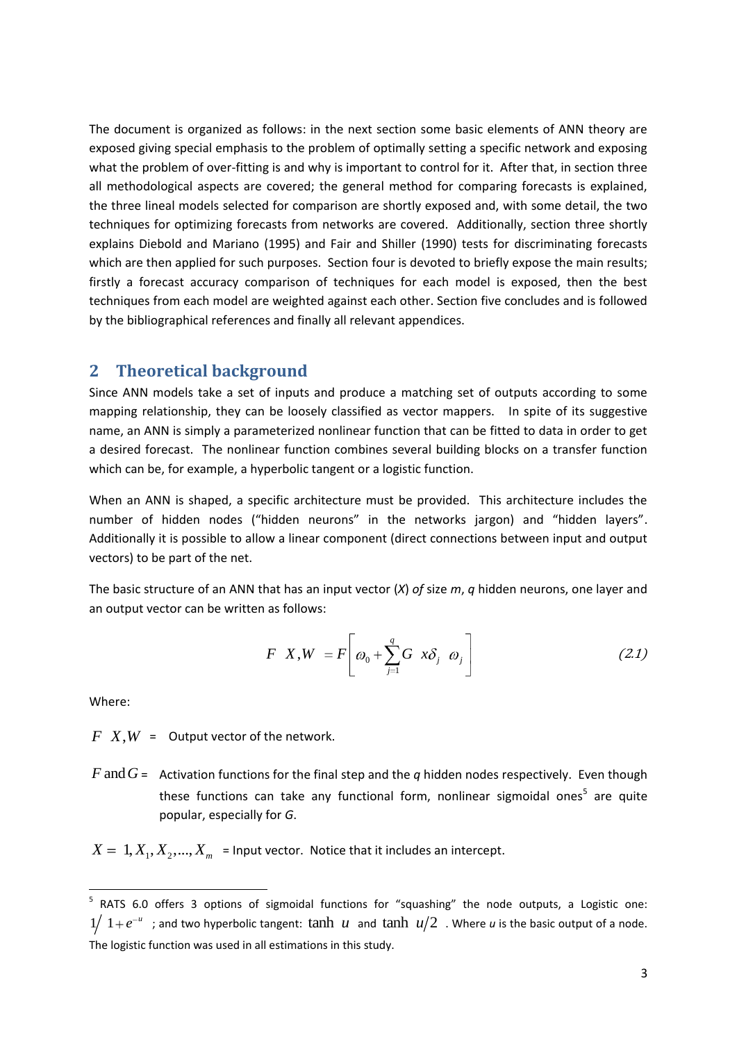The document is organized as follows: in the next section some basic elements of ANN theory are exposed giving special emphasis to the problem of optimally setting a specific network and exposing what the problem of over-fitting is and why is important to control for it. After that, in section three all methodological aspects are covered; the general method for comparing forecasts is explained, the three lineal models selected for comparison are shortly exposed and, with some detail, the two techniques for optimizing forecasts from networks are covered. Additionally, section three shortly explains Diebold and Mariano (1995) and Fair and Shiller (1990) tests for discriminating forecasts which are then applied for such purposes. Section four is devoted to briefly expose the main results; firstly a forecast accuracy comparison of techniques for each model is exposed, then the best techniques from each model are weighted against each other. Section five concludes and is followed by the bibliographical references and finally all relevant appendices.

## 2 Theoretical background

Since ANN models take a set of inputs and produce a matching set of outputs according to some mapping relationship, they can be loosely classified as vector mappers. In spite of its suggestive name, an ANN is simply a parameterized nonlinear function that can be fitted to data in order to get a desired forecast. The nonlinear function combines several building blocks on a transfer function which can be, for example, a hyperbolic tangent or a logistic function.

When an ANN is shaped, a specific architecture must be provided. This architecture includes the number of hidden nodes ("hidden neurons" in the networks jargon) and "hidden layers". Additionally it is possible to allow a linear component (direct connections between input and output vectors) to be part of the net.

The basic structure of an ANN that has an input vector (*X*) *of* size *m*, *q* hidden neurons, one layer and an output vector can be written as follows:

$$F\left(X,W\right)=F\left[\omega_0+\sum_{j=1}^{q}G\left(x\delta_j\right)\omega_j\right] \tag{2.1}$$

Where:

$F\left(X,W\right)$ = Output vector of the network.

$F$ and $G$ = Activation functions for the final step and the *q* hidden nodes respectively. Even though these functions can take any functional form, nonlinear sigmoidal ones[5] are quite popular, especially for *G*.

$X=\left(1,X_1,X_2,...,X_m\right)$ = Input vector. Notice that it includes an intercept.

[5] RATS 6.0 offers 3 options of sigmoidal functions for "squashing" the node outputs, a Logistic one: $1/\left(1+e^{-u}\right)$ ; and two hyperbolic tangent: $\tanh\left(u\right)$ and $\tanh\left(u/2\right)$ . Where *u* is the basic output of a node. The logistic function was used in all estimations in this study.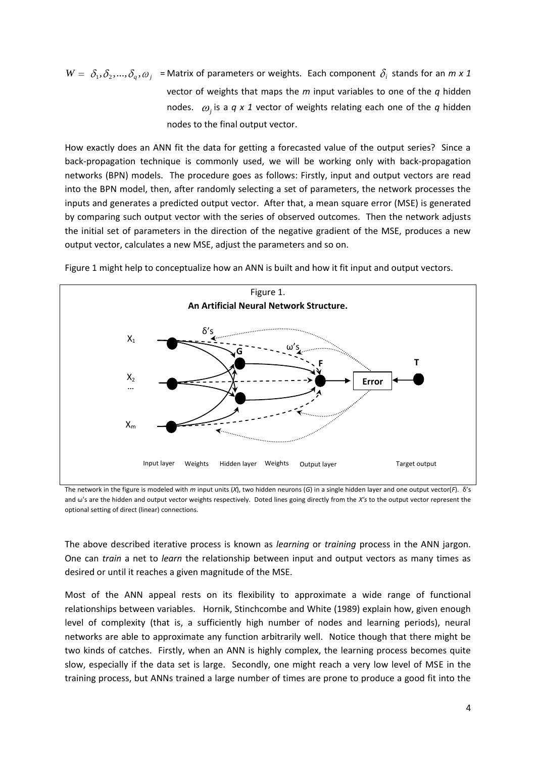$W = \delta_1, \delta_2, ..., \delta_q, \omega_j$ = Matrix of parameters or weights. Each component $\delta_i$ stands for an *m x 1* vector of weights that maps the *m* input variables to one of the *q* hidden nodes. $\omega_j$ is a *q x 1* vector of weights relating each one of the *q* hidden nodes to the final output vector.

How exactly does an ANN fit the data for getting a forecasted value of the output series? Since a back-propagation technique is commonly used, we will be working only with back-propagation networks (BPN) models. The procedure goes as follows: Firstly, input and output vectors are read into the BPN model, then, after randomly selecting a set of parameters, the network processes the inputs and generates a predicted output vector. After that, a mean square error (MSE) is generated by comparing such output vector with the series of observed outcomes. Then the network adjusts the initial set of parameters in the direction of the negative gradient of the MSE, produces a new output vector, calculates a new MSE, adjust the parameters and so on.

Figure 1 might help to conceptualize how an ANN is built and how it fit input and output vectors.

Figure 1.
**An Artificial Neural Network Structure.**

The network in the figure is modeled with *m* input units (*X*), two hidden neurons (*G*) in a single hidden layer and one output vector(*F*). δ's and ω's are the hidden and output vector weights respectively. Doted lines going directly from the *X's* to the output vector represent the optional setting of direct (linear) connections.

The above described iterative process is known as *learning* or *training* process in the ANN jargon. One can *train* a net to *learn* the relationship between input and output vectors as many times as desired or until it reaches a given magnitude of the MSE.

Most of the ANN appeal rests on its flexibility to approximate a wide range of functional relationships between variables. Hornik, Stinchcombe and White (1989) explain how, given enough level of complexity (that is, a sufficiently high number of nodes and learning periods), neural networks are able to approximate any function arbitrarily well. Notice though that there might be two kinds of catches. Firstly, when an ANN is highly complex, the learning process becomes quite slow, especially if the data set is large. Secondly, one might reach a very low level of MSE in the training process, but ANNs trained a large number of times are prone to produce a good fit into the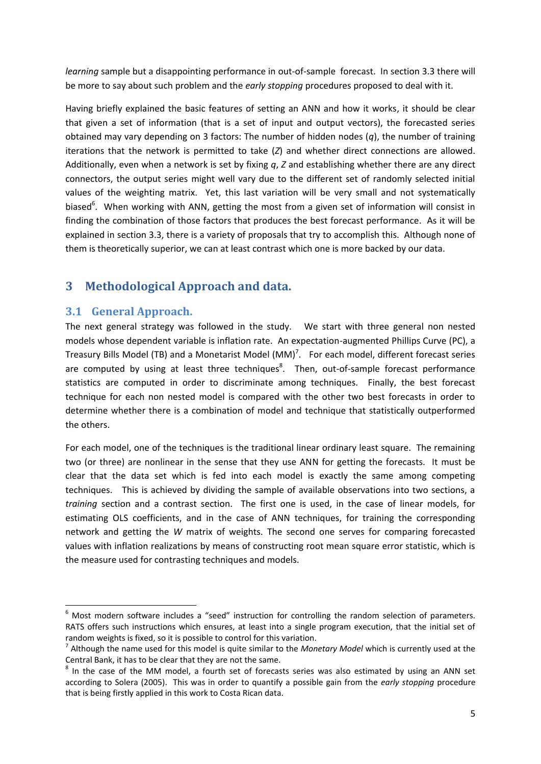*learning* sample but a disappointing performance in out-of-sample forecast. In section 3.3 there will be more to say about such problem and the *early stopping* procedures proposed to deal with it.

Having briefly explained the basic features of setting an ANN and how it works, it should be clear that given a set of information (that is a set of input and output vectors), the forecasted series obtained may vary depending on 3 factors: The number of hidden nodes ($q$), the number of training iterations that the network is permitted to take ($Z$) and whether direct connections are allowed. Additionally, even when a network is set by fixing $q$, $Z$ and establishing whether there are any direct connectors, the output series might well vary due to the different set of randomly selected initial values of the weighting matrix. Yet, this last variation will be very small and not systematically biased[6]. When working with ANN, getting the most from a given set of information will consist in finding the combination of those factors that produces the best forecast performance. As it will be explained in section 3.3, there is a variety of proposals that try to accomplish this. Although none of them is theoretically superior, we can at least contrast which one is more backed by our data.

# 3 Methodological Approach and data.

## 3.1 General Approach.

The next general strategy was followed in the study. We start with three general non nested models whose dependent variable is inflation rate. An expectation-augmented Phillips Curve (PC), a Treasury Bills Model (TB) and a Monetarist Model (MM)[7]. For each model, different forecast series are computed by using at least three techniques[8]. Then, out-of-sample forecast performance statistics are computed in order to discriminate among techniques. Finally, the best forecast technique for each non nested model is compared with the other two best forecasts in order to determine whether there is a combination of model and technique that statistically outperformed the others.

For each model, one of the techniques is the traditional linear ordinary least square. The remaining two (or three) are nonlinear in the sense that they use ANN for getting the forecasts. It must be clear that the data set which is fed into each model is exactly the same among competing techniques. This is achieved by dividing the sample of available observations into two sections, a *training* section and a contrast section. The first one is used, in the case of linear models, for estimating OLS coefficients, and in the case of ANN techniques, for training the corresponding network and getting the $W$ matrix of weights. The second one serves for comparing forecasted values with inflation realizations by means of constructing root mean square error statistic, which is the measure used for contrasting techniques and models.

---

[6] Most modern software includes a "seed" instruction for controlling the random selection of parameters. RATS offers such instructions which ensures, at least into a single program execution, that the initial set of random weights is fixed, so it is possible to control for this variation.

[7] Although the name used for this model is quite similar to the *Monetary Model* which is currently used at the Central Bank, it has to be clear that they are not the same.

[8] In the case of the MM model, a fourth set of forecasts series was also estimated by using an ANN set according to Solera (2005). This was in order to quantify a possible gain from the *early stopping* procedure that is being firstly applied in this work to Costa Rican data.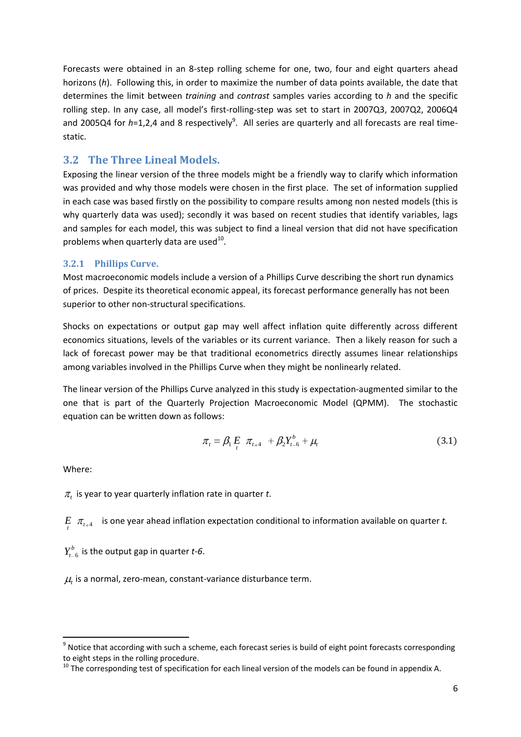Forecasts were obtained in an 8-step rolling scheme for one, two, four and eight quarters ahead horizons (*h*). Following this, in order to maximize the number of data points available, the date that determines the limit between *training* and *contrast* samples varies according to *h* and the specific rolling step. In any case, all model's first-rolling-step was set to start in 2007Q3, 2007Q2, 2006Q4 and 2005Q4 for *h*=1,2,4 and 8 respectively[9]. All series are quarterly and all forecasts are real time-static.

## 3.2 The Three Lineal Models.

Exposing the linear version of the three models might be a friendly way to clarify which information was provided and why those models were chosen in the first place. The set of information supplied in each case was based firstly on the possibility to compare results among non nested models (this is why quarterly data was used); secondly it was based on recent studies that identify variables, lags and samples for each model, this was subject to find a lineal version that did not have specification problems when quarterly data are used[10].

### 3.2.1 Phillips Curve.

Most macroeconomic models include a version of a Phillips Curve describing the short run dynamics of prices. Despite its theoretical economic appeal, its forecast performance generally has not been superior to other non-structural specifications.

Shocks on expectations or output gap may well affect inflation quite differently across different economics situations, levels of the variables or its current variance. Then a likely reason for such a lack of forecast power may be that traditional econometrics directly assumes linear relationships among variables involved in the Phillips Curve when they might be nonlinearly related.

The linear version of the Phillips Curve analyzed in this study is expectation-augmented similar to the one that is part of the Quarterly Projection Macroeconomic Model (QPMM). The stochastic equation can be written down as follows:

$$\pi_t = \beta_1 \underset{t}{E}\ \pi_{t+4} + \beta_2 Y_{t-6}^{b} + \mu_t \tag{3.1}$$

Where:

$\pi_t$ is year to year quarterly inflation rate in quarter *t*.

$\underset{t}{E}\ \pi_{t+4}$ is one year ahead inflation expectation conditional to information available on quarter *t.*

$Y_{t-6}^{b}$ is the output gap in quarter *t-6*.

$\mu_t$ is a normal, zero-mean, constant-variance disturbance term.

---

[9] Notice that according with such a scheme, each forecast series is build of eight point forecasts corresponding to eight steps in the rolling procedure.

[10] The corresponding test of specification for each lineal version of the models can be found in appendix A.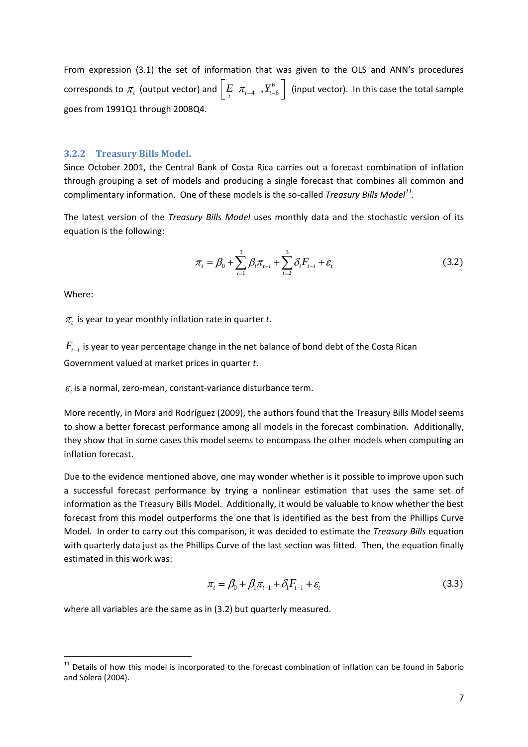From expression (3.1) the set of information that was given to the OLS and ANN's procedures corresponds to $\pi_t$ (output vector) and $\left[ \underset{t}{E} \ \pi_{t+4} \ , Y^b_{t-6} \right]$ (input vector). In this case the total sample goes from 1991Q1 through 2008Q4.

### 3.2.2 Treasury Bills Model.

Since October 2001, the Central Bank of Costa Rica carries out a forecast combination of inflation through grouping a set of models and producing a single forecast that combines all common and complimentary information. One of these models is the so-called *Treasury Bills Model*[11].

The latest version of the *Treasury Bills Model* uses monthly data and the stochastic version of its equation is the following:

$$\pi_t = \beta_0 + \sum_{i=1}^{3} \beta_i \pi_{t-i} + \sum_{i=2}^{3} \delta_i F_{t-i} + \varepsilon_t \tag{3.2}$$

Where:

$\pi_t$ is year to year monthly inflation rate in quarter *t*.

$F_{t-i}$ is year to year percentage change in the net balance of bond debt of the Costa Rican Government valued at market prices in quarter *t*.

$\varepsilon_t$ is a normal, zero-mean, constant-variance disturbance term.

More recently, in Mora and Rodríguez (2009), the authors found that the Treasury Bills Model seems to show a better forecast performance among all models in the forecast combination. Additionally, they show that in some cases this model seems to encompass the other models when computing an inflation forecast.

Due to the evidence mentioned above, one may wonder whether is it possible to improve upon such a successful forecast performance by trying a nonlinear estimation that uses the same set of information as the Treasury Bills Model. Additionally, it would be valuable to know whether the best forecast from this model outperforms the one that is identified as the best from the Phillips Curve Model. In order to carry out this comparison, it was decided to estimate the *Treasury Bills* equation with quarterly data just as the Phillips Curve of the last section was fitted. Then, the equation finally estimated in this work was:

$$\pi_t = \beta_0 + \beta_1 \pi_{t-1} + \delta_1 F_{t-1} + \varepsilon_t \tag{3.3}$$

where all variables are the same as in (3.2) but quarterly measured.

---

[11] Details of how this model is incorporated to the forecast combination of inflation can be found in Saborío and Solera (2004).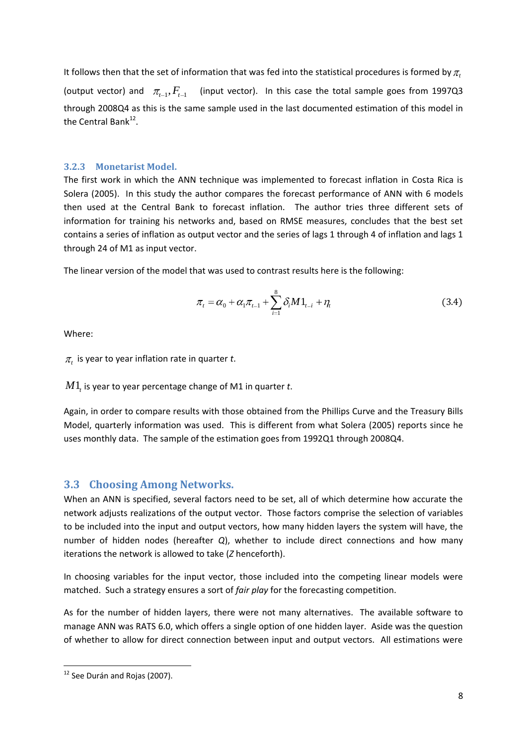It follows then that the set of information that was fed into the statistical procedures is formed by $\pi_t$ (output vector) and $\pi_{t-1}, F_{t-1}$ (input vector). In this case the total sample goes from 1997Q3 through 2008Q4 as this is the same sample used in the last documented estimation of this model in the Central Bank[12].

### 3.2.3 Monetarist Model.

The first work in which the ANN technique was implemented to forecast inflation in Costa Rica is Solera (2005). In this study the author compares the forecast performance of ANN with 6 models then used at the Central Bank to forecast inflation. The author tries three different sets of information for training his networks and, based on RMSE measures, concludes that the best set contains a series of inflation as output vector and the series of lags 1 through 4 of inflation and lags 1 through 24 of M1 as input vector.

The linear version of the model that was used to contrast results here is the following:

$$\pi_t = \alpha_0 + \alpha_1 \pi_{t-1} + \sum_{i=1}^{8} \delta_i M1_{t-i} + \eta_t \tag{3.4}$$

Where:

$\pi_t$ is year to year inflation rate in quarter *t*.

$M1_t$ is year to year percentage change of M1 in quarter *t*.

Again, in order to compare results with those obtained from the Phillips Curve and the Treasury Bills Model, quarterly information was used. This is different from what Solera (2005) reports since he uses monthly data. The sample of the estimation goes from 1992Q1 through 2008Q4.

## 3.3 Choosing Among Networks.

When an ANN is specified, several factors need to be set, all of which determine how accurate the network adjusts realizations of the output vector. Those factors comprise the selection of variables to be included into the input and output vectors, how many hidden layers the system will have, the number of hidden nodes (hereafter *Q*), whether to include direct connections and how many iterations the network is allowed to take (*Z* henceforth).

In choosing variables for the input vector, those included into the competing linear models were matched. Such a strategy ensures a sort of *fair play* for the forecasting competition.

As for the number of hidden layers, there were not many alternatives. The available software to manage ANN was RATS 6.0, which offers a single option of one hidden layer. Aside was the question of whether to allow for direct connection between input and output vectors. All estimations were

[12] See Durán and Rojas (2007).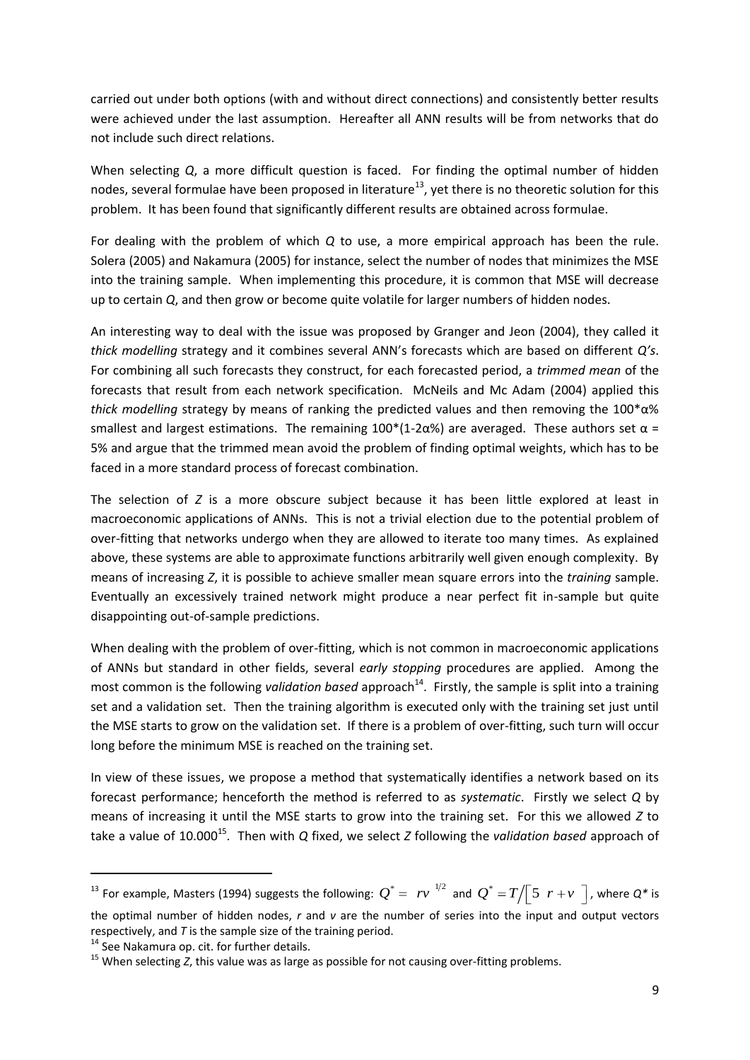carried out under both options (with and without direct connections) and consistently better results were achieved under the last assumption. Hereafter all ANN results will be from networks that do not include such direct relations.

When selecting $Q$, a more difficult question is faced. For finding the optimal number of hidden nodes, several formulae have been proposed in literature[13], yet there is no theoretic solution for this problem. It has been found that significantly different results are obtained across formulae.

For dealing with the problem of which $Q$ to use, a more empirical approach has been the rule. Solera (2005) and Nakamura (2005) for instance, select the number of nodes that minimizes the MSE into the training sample. When implementing this procedure, it is common that MSE will decrease up to certain $Q$, and then grow or become quite volatile for larger numbers of hidden nodes.

An interesting way to deal with the issue was proposed by Granger and Jeon (2004), they called it *thick modelling* strategy and it combines several ANN's forecasts which are based on different *Q's*. For combining all such forecasts they construct, for each forecasted period, a *trimmed mean* of the forecasts that result from each network specification. McNeils and Mc Adam (2004) applied this *thick modelling* strategy by means of ranking the predicted values and then removing the 100*α% smallest and largest estimations. The remaining 100*(1-2α%) are averaged. These authors set α = 5% and argue that the trimmed mean avoid the problem of finding optimal weights, which has to be faced in a more standard process of forecast combination.

The selection of $Z$ is a more obscure subject because it has been little explored at least in macroeconomic applications of ANNs. This is not a trivial election due to the potential problem of over-fitting that networks undergo when they are allowed to iterate too many times. As explained above, these systems are able to approximate functions arbitrarily well given enough complexity. By means of increasing $Z$, it is possible to achieve smaller mean square errors into the *training* sample. Eventually an excessively trained network might produce a near perfect fit in-sample but quite disappointing out-of-sample predictions.

When dealing with the problem of over-fitting, which is not common in macroeconomic applications of ANNs but standard in other fields, several *early stopping* procedures are applied. Among the most common is the following *validation based* approach[14]. Firstly, the sample is split into a training set and a validation set. Then the training algorithm is executed only with the training set just until the MSE starts to grow on the validation set. If there is a problem of over-fitting, such turn will occur long before the minimum MSE is reached on the training set.

In view of these issues, we propose a method that systematically identifies a network based on its forecast performance; henceforth the method is referred to as *systematic*. Firstly we select $Q$ by means of increasing it until the MSE starts to grow into the training set. For this we allowed $Z$ to take a value of 10.000[15]. Then with $Q$ fixed, we select $Z$ following the *validation based* approach of

---

[13] For example, Masters (1994) suggests the following: $Q^* = (rv)^{1/2}$ and $Q^* = T/[5(r+v)]$, where $Q^*$ is the optimal number of hidden nodes, $r$ and $v$ are the number of series into the input and output vectors respectively, and $T$ is the sample size of the training period.

[14] See Nakamura op. cit. for further details.

[15] When selecting $Z$, this value was as large as possible for not causing over-fitting problems.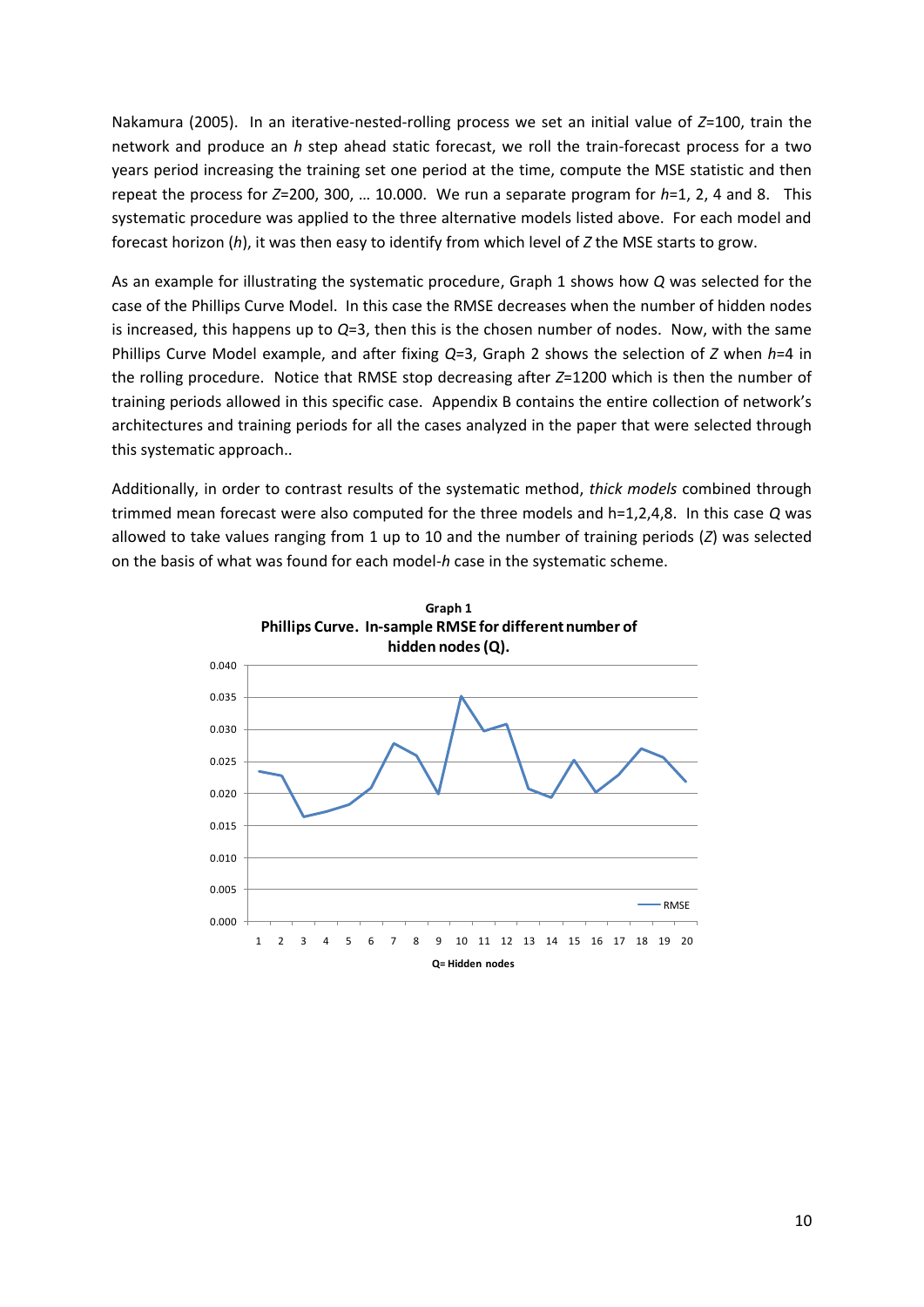Nakamura (2005). In an iterative-nested-rolling process we set an initial value of $Z$=100, train the network and produce an $h$ step ahead static forecast, we roll the train-forecast process for a two years period increasing the training set one period at the time, compute the MSE statistic and then repeat the process for $Z$=200, 300, … 10.000. We run a separate program for $h$=1, 2, 4 and 8. This systematic procedure was applied to the three alternative models listed above. For each model and forecast horizon ($h$), it was then easy to identify from which level of $Z$ the MSE starts to grow.

As an example for illustrating the systematic procedure, Graph 1 shows how $Q$ was selected for the case of the Phillips Curve Model. In this case the RMSE decreases when the number of hidden nodes is increased, this happens up to $Q$=3, then this is the chosen number of nodes. Now, with the same Phillips Curve Model example, and after fixing $Q$=3, Graph 2 shows the selection of $Z$ when $h$=4 in the rolling procedure. Notice that RMSE stop decreasing after $Z$=1200 which is then the number of training periods allowed in this specific case. Appendix B contains the entire collection of network's architectures and training periods for all the cases analyzed in the paper that were selected through this systematic approach..

Additionally, in order to contrast results of the systematic method, *thick models* combined through trimmed mean forecast were also computed for the three models and h=1,2,4,8. In this case $Q$ was allowed to take values ranging from 1 up to 10 and the number of training periods ($Z$) was selected on the basis of what was found for each model-$h$ case in the systematic scheme.

**Graph 1**
**Phillips Curve. In-sample RMSE for different number of hidden nodes (Q).**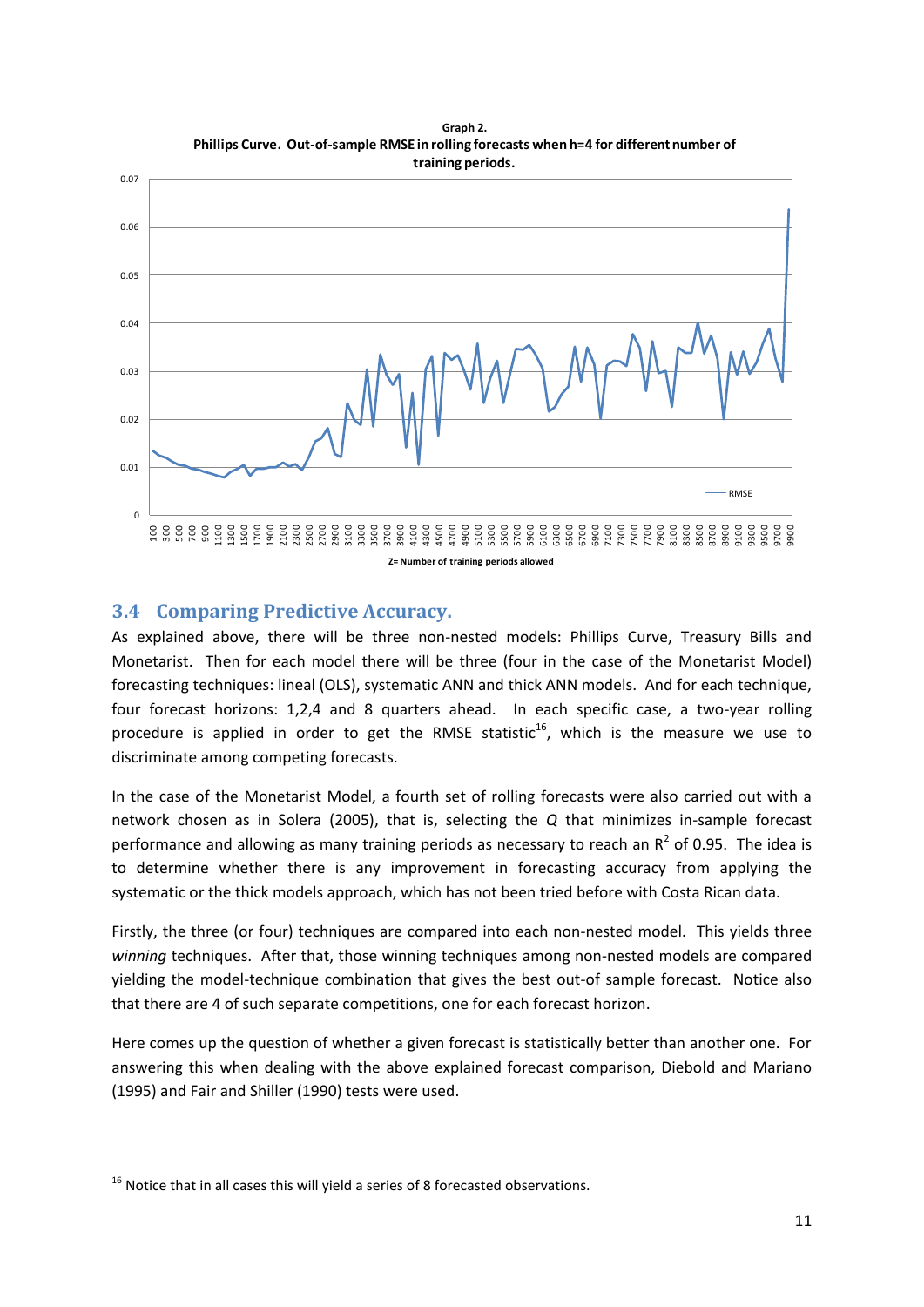**Graph 2.**
**Phillips Curve. Out-of-sample RMSE in rolling forecasts when h=4 for different number of training periods.**

## 3.4 Comparing Predictive Accuracy.

As explained above, there will be three non-nested models: Phillips Curve, Treasury Bills and Monetarist. Then for each model there will be three (four in the case of the Monetarist Model) forecasting techniques: lineal (OLS), systematic ANN and thick ANN models. And for each technique, four forecast horizons: 1,2,4 and 8 quarters ahead. In each specific case, a two-year rolling procedure is applied in order to get the RMSE statistic[16], which is the measure we use to discriminate among competing forecasts.

In the case of the Monetarist Model, a fourth set of rolling forecasts were also carried out with a network chosen as in Solera (2005), that is, selecting the $Q$ that minimizes in-sample forecast performance and allowing as many training periods as necessary to reach an $R^2$ of 0.95. The idea is to determine whether there is any improvement in forecasting accuracy from applying the systematic or the thick models approach, which has not been tried before with Costa Rican data.

Firstly, the three (or four) techniques are compared into each non-nested model. This yields three *winning* techniques. After that, those winning techniques among non-nested models are compared yielding the model-technique combination that gives the best out-of sample forecast. Notice also that there are 4 of such separate competitions, one for each forecast horizon.

Here comes up the question of whether a given forecast is statistically better than another one. For answering this when dealing with the above explained forecast comparison, Diebold and Mariano (1995) and Fair and Shiller (1990) tests were used.

---

[16] Notice that in all cases this will yield a series of 8 forecasted observations.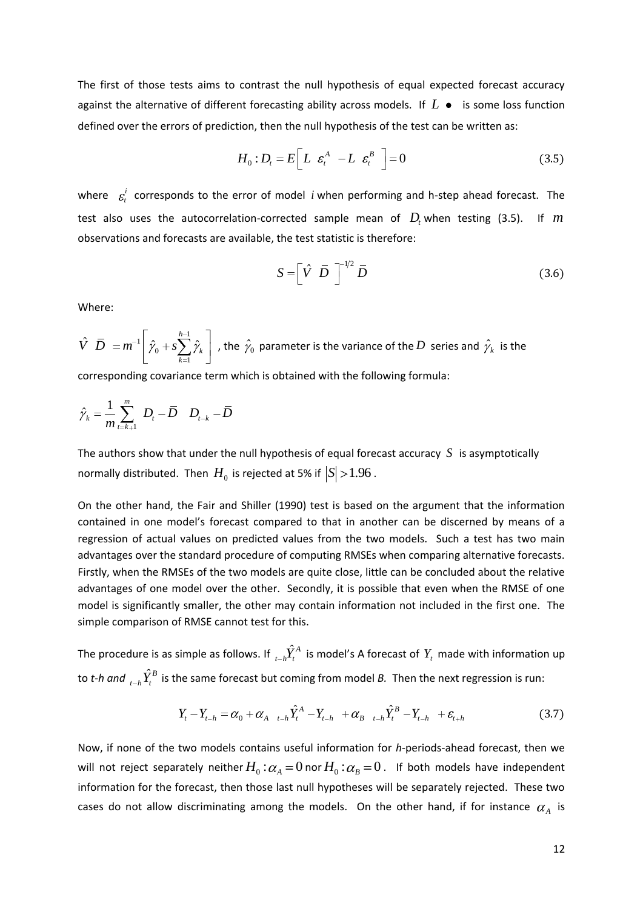The first of those tests aims to contrast the null hypothesis of equal expected forecast accuracy against the alternative of different forecasting ability across models. If $L(\bullet)$ is some loss function defined over the errors of prediction, then the null hypothesis of the test can be written as:

$$H_0 : D_t = E\left[L(\varepsilon_t^A) - L(\varepsilon_t^B)\right] = 0 \tag{3.5}$$

where $\varepsilon_t^i$ corresponds to the error of model $i$ when performing and h-step ahead forecast. The test also uses the autocorrelation-corrected sample mean of $D_t$ when testing (3.5). If $m$ observations and forecasts are available, the test statistic is therefore:

$$S = \left[\hat{V}(\bar{D})\right]^{-1/2} \bar{D} \tag{3.6}$$

Where:

$\hat{V}(\bar{D}) = m^{-1}\left[\hat{\gamma}_0 + s\sum_{k=1}^{h-1}\hat{\gamma}_k\right]$, the $\hat{\gamma}_0$ parameter is the variance of the $D$ series and $\hat{\gamma}_k$ is the corresponding covariance term which is obtained with the following formula:

$$\hat{\gamma}_k = \frac{1}{m}\sum_{t=k+1}^{m}(D_t - \bar{D})(D_{t-k} - \bar{D})$$

The authors show that under the null hypothesis of equal forecast accuracy $S$ is asymptotically normally distributed. Then $H_0$ is rejected at 5% if $|S| > 1.96$.

On the other hand, the Fair and Shiller (1990) test is based on the argument that the information contained in one model's forecast compared to that in another can be discerned by means of a regression of actual values on predicted values from the two models. Such a test has two main advantages over the standard procedure of computing RMSEs when comparing alternative forecasts. Firstly, when the RMSEs of the two models are quite close, little can be concluded about the relative advantages of one model over the other. Secondly, it is possible that even when the RMSE of one model is significantly smaller, the other may contain information not included in the first one. The simple comparison of RMSE cannot test for this.

The procedure is as simple as follows. If ${}_{t-h}\hat{Y}_t^A$ is model's A forecast of $Y_t$ made with information up to *t-h and* ${}_{t-h}\hat{Y}_t^B$ is the same forecast but coming from model *B.* Then the next regression is run:

$$Y_t - Y_{t-h} = \alpha_0 + \alpha_A\left({}_{t-h}\hat{Y}_t^A - Y_{t-h}\right) + \alpha_B\left({}_{t-h}\hat{Y}_t^B - Y_{t-h}\right) + \varepsilon_{t+h} \tag{3.7}$$

Now, if none of the two models contains useful information for *h*-periods-ahead forecast, then we will not reject separately neither $H_0 : \alpha_A = 0$ nor $H_0 : \alpha_B = 0$. If both models have independent information for the forecast, then those last null hypotheses will be separately rejected. These two cases do not allow discriminating among the models. On the other hand, if for instance $\alpha_A$ is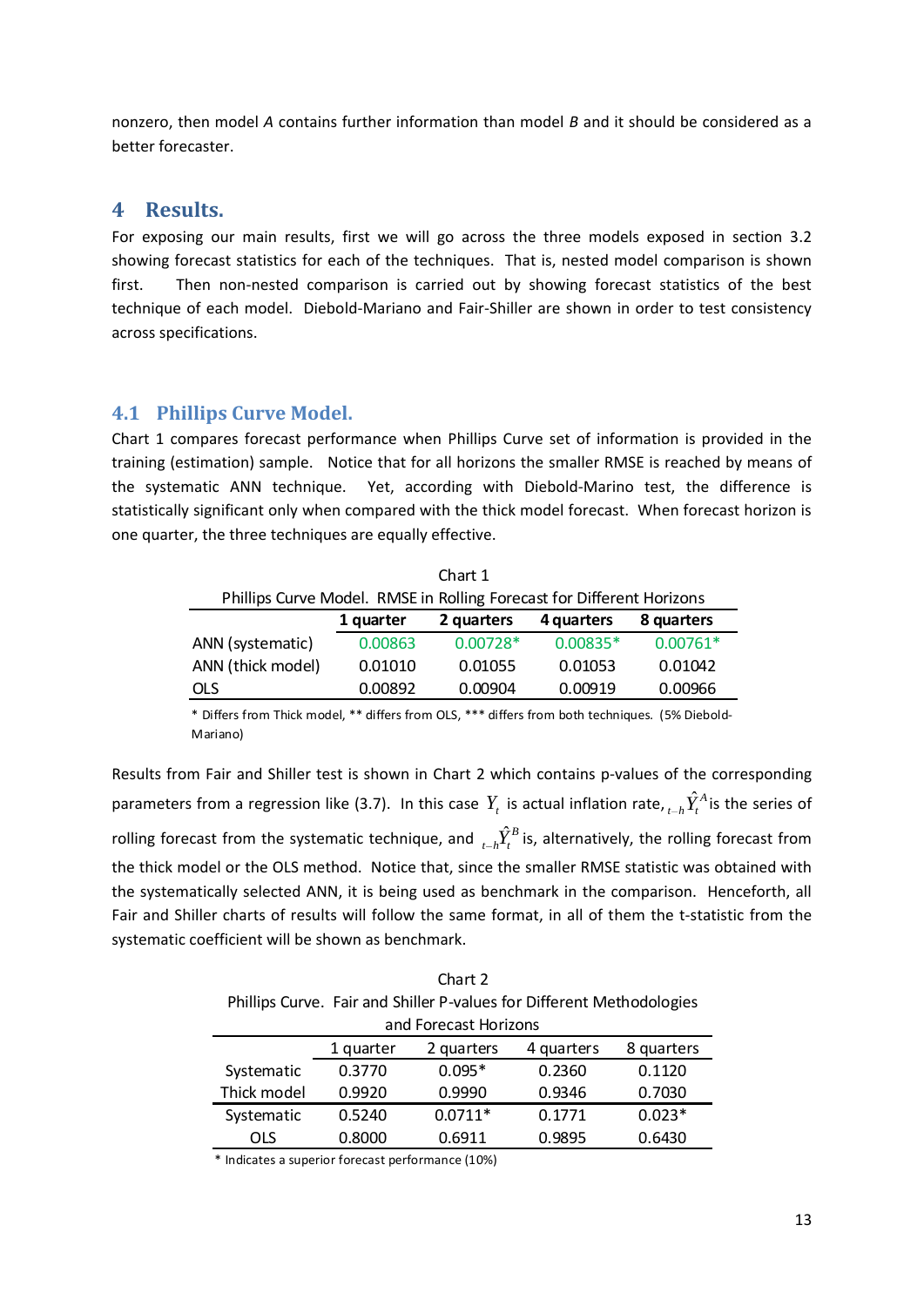nonzero, then model *A* contains further information than model *B* and it should be considered as a better forecaster.

# 4 Results.

For exposing our main results, first we will go across the three models exposed in section 3.2 showing forecast statistics for each of the techniques. That is, nested model comparison is shown first. Then non-nested comparison is carried out by showing forecast statistics of the best technique of each model. Diebold-Mariano and Fair-Shiller are shown in order to test consistency across specifications.

## 4.1 Phillips Curve Model.

Chart 1 compares forecast performance when Phillips Curve set of information is provided in the training (estimation) sample. Notice that for all horizons the smaller RMSE is reached by means of the systematic ANN technique. Yet, according with Diebold-Marino test, the difference is statistically significant only when compared with the thick model forecast. When forecast horizon is one quarter, the three techniques are equally effective.

Chart 1

Phillips Curve Model. RMSE in Rolling Forecast for Different Horizons

| | 1 quarter | 2 quarters | 4 quarters | 8 quarters |
|---|---|---|---|---|
| ANN (systematic) | 0.00863 | 0.00728* | 0.00835* | 0.00761* |
| ANN (thick model) | 0.01010 | 0.01055 | 0.01053 | 0.01042 |
| OLS | 0.00892 | 0.00904 | 0.00919 | 0.00966 |

\* Differs from Thick model, ** differs from OLS, *** differs from both techniques. (5% Diebold-Mariano)

Results from Fair and Shiller test is shown in Chart 2 which contains p-values of the corresponding parameters from a regression like (3.7). In this case $Y_t$ is actual inflation rate, ${}_{t-h}\hat{Y}_t^A$ is the series of rolling forecast from the systematic technique, and ${}_{t-h}\hat{Y}_t^B$ is, alternatively, the rolling forecast from the thick model or the OLS method. Notice that, since the smaller RMSE statistic was obtained with the systematically selected ANN, it is being used as benchmark in the comparison. Henceforth, all Fair and Shiller charts of results will follow the same format, in all of them the t-statistic from the systematic coefficient will be shown as benchmark.

Chart 2

Phillips Curve. Fair and Shiller P-values for Different Methodologies and Forecast Horizons

| | 1 quarter | 2 quarters | 4 quarters | 8 quarters |
|---|---|---|---|---|
| Systematic | 0.3770 | 0.095* | 0.2360 | 0.1120 |
| Thick model | 0.9920 | 0.9990 | 0.9346 | 0.7030 |
| Systematic | 0.5240 | 0.0711* | 0.1771 | 0.023* |
| OLS | 0.8000 | 0.6911 | 0.9895 | 0.6430 |

\* Indicates a superior forecast performance (10%)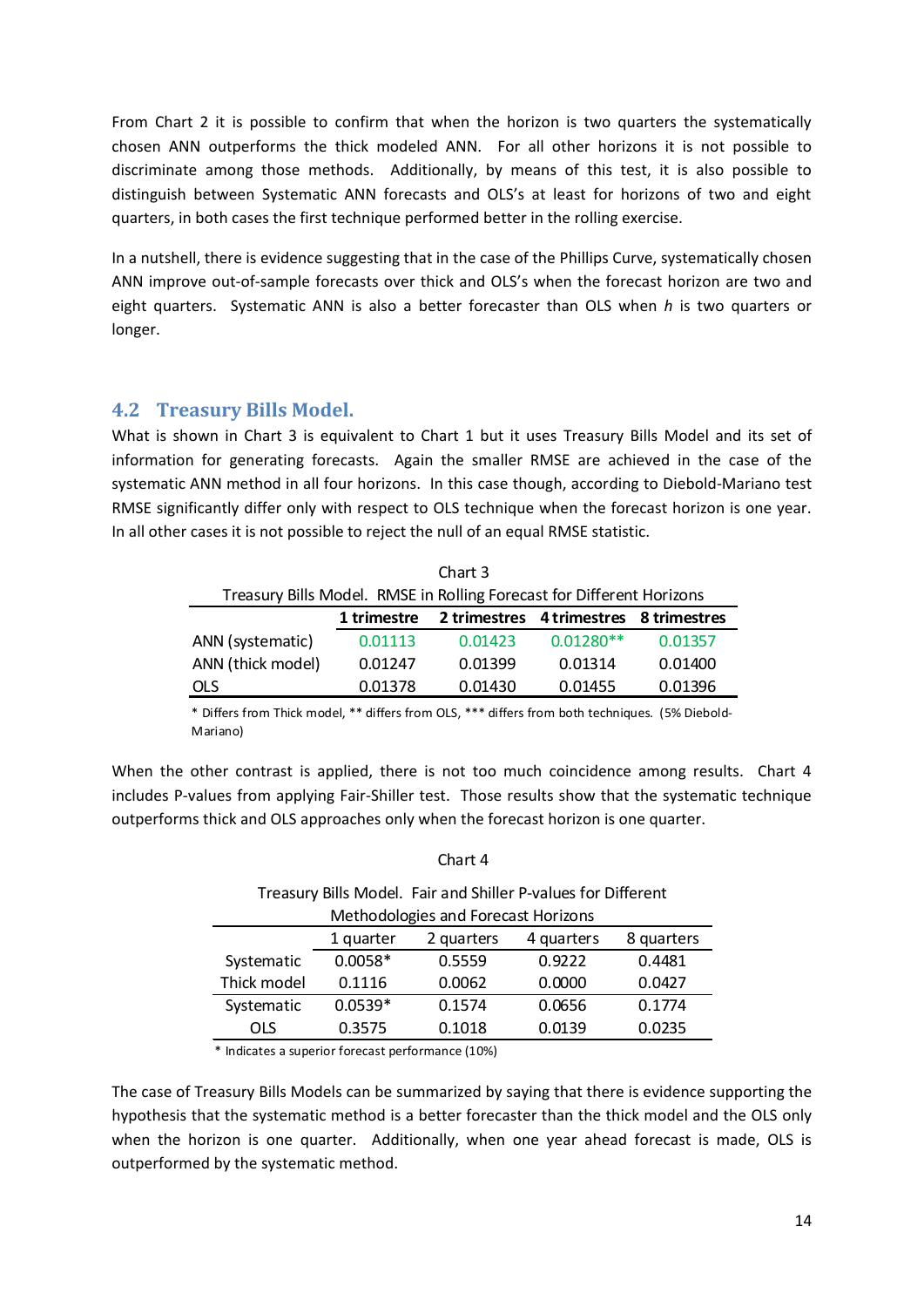From Chart 2 it is possible to confirm that when the horizon is two quarters the systematically chosen ANN outperforms the thick modeled ANN. For all other horizons it is not possible to discriminate among those methods. Additionally, by means of this test, it is also possible to distinguish between Systematic ANN forecasts and OLS's at least for horizons of two and eight quarters, in both cases the first technique performed better in the rolling exercise.

In a nutshell, there is evidence suggesting that in the case of the Phillips Curve, systematically chosen ANN improve out-of-sample forecasts over thick and OLS's when the forecast horizon are two and eight quarters. Systematic ANN is also a better forecaster than OLS when *h* is two quarters or longer.

## 4.2 Treasury Bills Model.

What is shown in Chart 3 is equivalent to Chart 1 but it uses Treasury Bills Model and its set of information for generating forecasts. Again the smaller RMSE are achieved in the case of the systematic ANN method in all four horizons. In this case though, according to Diebold-Mariano test RMSE significantly differ only with respect to OLS technique when the forecast horizon is one year. In all other cases it is not possible to reject the null of an equal RMSE statistic.

Chart 3

Treasury Bills Model. RMSE in Rolling Forecast for Different Horizons

| | 1 trimestre | 2 trimestres | 4 trimestres | 8 trimestres |
|---|---|---|---|---|
| ANN (systematic) | 0.01113 | 0.01423 | 0.01280** | 0.01357 |
| ANN (thick model) | 0.01247 | 0.01399 | 0.01314 | 0.01400 |
| OLS | 0.01378 | 0.01430 | 0.01455 | 0.01396 |

\* Differs from Thick model, ** differs from OLS, *** differs from both techniques. (5% Diebold-Mariano)

When the other contrast is applied, there is not too much coincidence among results. Chart 4 includes P-values from applying Fair-Shiller test. Those results show that the systematic technique outperforms thick and OLS approaches only when the forecast horizon is one quarter.

Chart 4

Treasury Bills Model. Fair and Shiller P-values for Different Methodologies and Forecast Horizons

| | 1 quarter | 2 quarters | 4 quarters | 8 quarters |
|---|---|---|---|---|
| Systematic | 0.0058* | 0.5559 | 0.9222 | 0.4481 |
| Thick model | 0.1116 | 0.0062 | 0.0000 | 0.0427 |
| Systematic | 0.0539* | 0.1574 | 0.0656 | 0.1774 |
| OLS | 0.3575 | 0.1018 | 0.0139 | 0.0235 |

\* Indicates a superior forecast performance (10%)

The case of Treasury Bills Models can be summarized by saying that there is evidence supporting the hypothesis that the systematic method is a better forecaster than the thick model and the OLS only when the horizon is one quarter. Additionally, when one year ahead forecast is made, OLS is outperformed by the systematic method.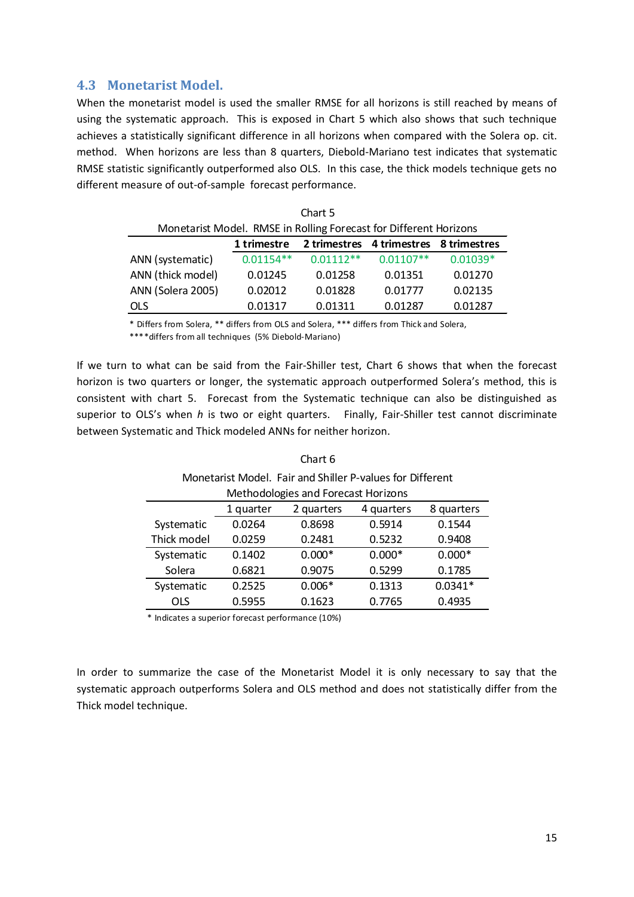## 4.3 Monetarist Model.

When the monetarist model is used the smaller RMSE for all horizons is still reached by means of using the systematic approach. This is exposed in Chart 5 which also shows that such technique achieves a statistically significant difference in all horizons when compared with the Solera op. cit. method. When horizons are less than 8 quarters, Diebold-Mariano test indicates that systematic RMSE statistic significantly outperformed also OLS. In this case, the thick models technique gets no different measure of out-of-sample forecast performance.

Chart 5

Monetarist Model. RMSE in Rolling Forecast for Different Horizons

| | 1 trimestre | 2 trimestres | 4 trimestres | 8 trimestres |
|---|---|---|---|---|
| ANN (systematic) | 0.01154** | 0.01112** | 0.01107** | 0.01039* |
| ANN (thick model) | 0.01245 | 0.01258 | 0.01351 | 0.01270 |
| ANN (Solera 2005) | 0.02012 | 0.01828 | 0.01777 | 0.02135 |
| OLS | 0.01317 | 0.01311 | 0.01287 | 0.01287 |

* Differs from Solera, ** differs from OLS and Solera, *** differs from Thick and Solera, ****differs from all techniques (5% Diebold-Mariano)

If we turn to what can be said from the Fair-Shiller test, Chart 6 shows that when the forecast horizon is two quarters or longer, the systematic approach outperformed Solera's method, this is consistent with chart 5. Forecast from the Systematic technique can also be distinguished as superior to OLS's when *h* is two or eight quarters. Finally, Fair-Shiller test cannot discriminate between Systematic and Thick modeled ANNs for neither horizon.

Chart 6

Monetarist Model. Fair and Shiller P-values for Different Methodologies and Forecast Horizons

| | 1 quarter | 2 quarters | 4 quarters | 8 quarters |
|---|---|---|---|---|
| Systematic | 0.0264 | 0.8698 | 0.5914 | 0.1544 |
| Thick model | 0.0259 | 0.2481 | 0.5232 | 0.9408 |
| Systematic | 0.1402 | 0.000* | 0.000* | 0.000* |
| Solera | 0.6821 | 0.9075 | 0.5299 | 0.1785 |
| Systematic | 0.2525 | 0.006* | 0.1313 | 0.0341* |
| OLS | 0.5955 | 0.1623 | 0.7765 | 0.4935 |

* Indicates a superior forecast performance (10%)

In order to summarize the case of the Monetarist Model it is only necessary to say that the systematic approach outperforms Solera and OLS method and does not statistically differ from the Thick model technique.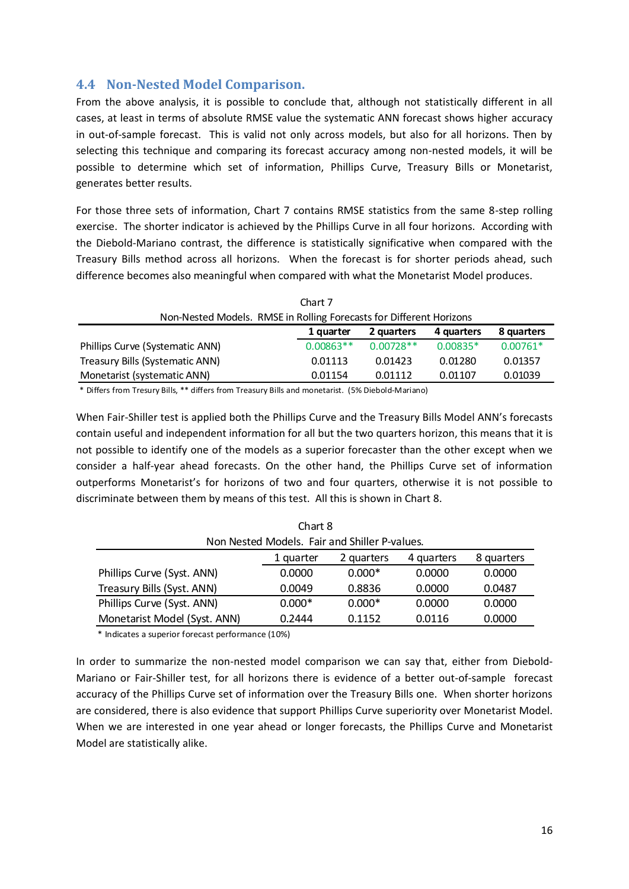### 4.4 Non-Nested Model Comparison.

From the above analysis, it is possible to conclude that, although not statistically different in all cases, at least in terms of absolute RMSE value the systematic ANN forecast shows higher accuracy in out-of-sample forecast. This is valid not only across models, but also for all horizons. Then by selecting this technique and comparing its forecast accuracy among non-nested models, it will be possible to determine which set of information, Phillips Curve, Treasury Bills or Monetarist, generates better results.

For those three sets of information, Chart 7 contains RMSE statistics from the same 8-step rolling exercise. The shorter indicator is achieved by the Phillips Curve in all four horizons. According with the Diebold-Mariano contrast, the difference is statistically significative when compared with the Treasury Bills method across all horizons. When the forecast is for shorter periods ahead, such difference becomes also meaningful when compared with what the Monetarist Model produces.

Chart 7

Non-Nested Models. RMSE in Rolling Forecasts for Different Horizons

| | 1 quarter | 2 quarters | 4 quarters | 8 quarters |
|---|---|---|---|---|
| Phillips Curve (Systematic ANN) | 0.00863** | 0.00728** | 0.00835* | 0.00761* |
| Treasury Bills (Systematic ANN) | 0.01113 | 0.01423 | 0.01280 | 0.01357 |
| Monetarist (systematic ANN) | 0.01154 | 0.01112 | 0.01107 | 0.01039 |

* Differs from Tresury Bills, ** differs from Treasury Bills and monetarist. (5% Diebold-Mariano)

When Fair-Shiller test is applied both the Phillips Curve and the Treasury Bills Model ANN's forecasts contain useful and independent information for all but the two quarters horizon, this means that it is not possible to identify one of the models as a superior forecaster than the other except when we consider a half-year ahead forecasts. On the other hand, the Phillips Curve set of information outperforms Monetarist's for horizons of two and four quarters, otherwise it is not possible to discriminate between them by means of this test. All this is shown in Chart 8.

Chart 8

Non Nested Models. Fair and Shiller P-values.

| | 1 quarter | 2 quarters | 4 quarters | 8 quarters |
|---|---|---|---|---|
| Phillips Curve (Syst. ANN) | 0.0000 | 0.000* | 0.0000 | 0.0000 |
| Treasury Bills (Syst. ANN) | 0.0049 | 0.8836 | 0.0000 | 0.0487 |
| Phillips Curve (Syst. ANN) | 0.000* | 0.000* | 0.0000 | 0.0000 |
| Monetarist Model (Syst. ANN) | 0.2444 | 0.1152 | 0.0116 | 0.0000 |

* Indicates a superior forecast performance (10%)

In order to summarize the non-nested model comparison we can say that, either from Diebold-Mariano or Fair-Shiller test, for all horizons there is evidence of a better out-of-sample forecast accuracy of the Phillips Curve set of information over the Treasury Bills one. When shorter horizons are considered, there is also evidence that support Phillips Curve superiority over Monetarist Model. When we are interested in one year ahead or longer forecasts, the Phillips Curve and Monetarist Model are statistically alike.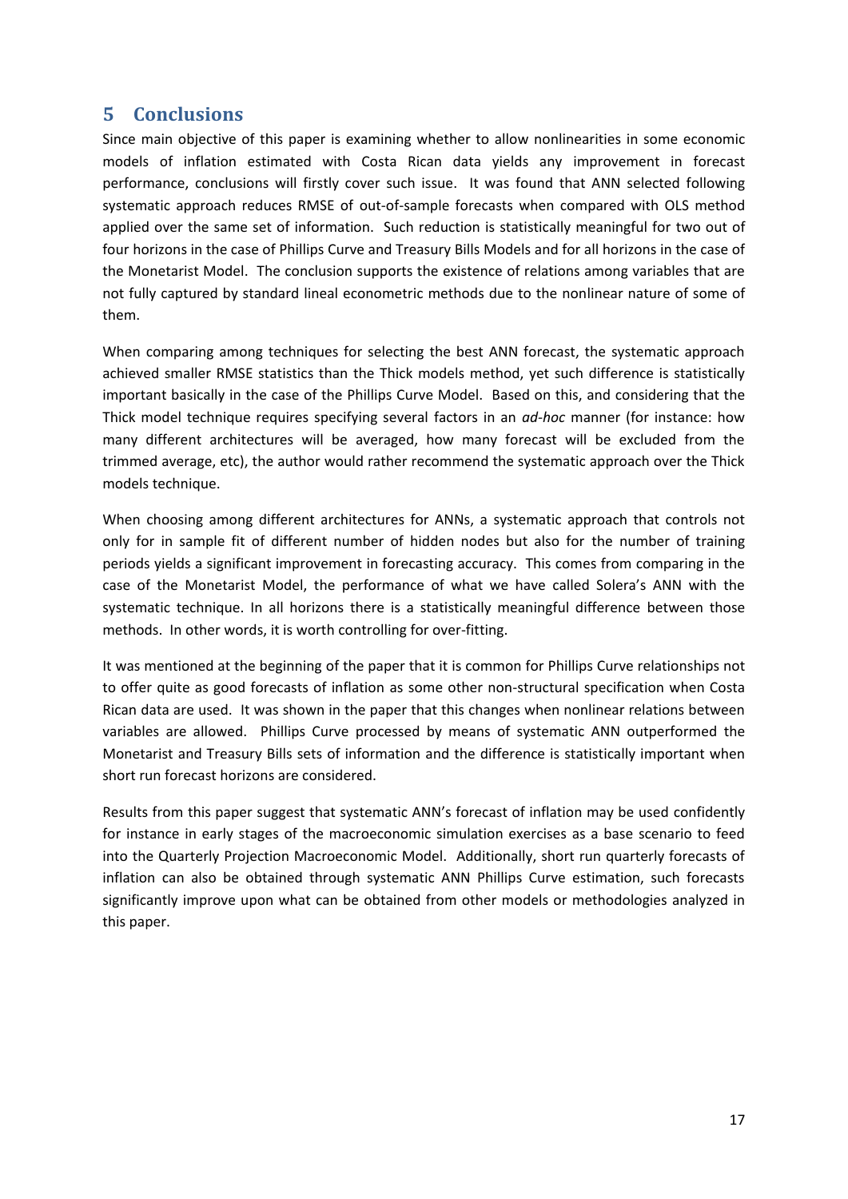## 5 Conclusions

Since main objective of this paper is examining whether to allow nonlinearities in some economic models of inflation estimated with Costa Rican data yields any improvement in forecast performance, conclusions will firstly cover such issue. It was found that ANN selected following systematic approach reduces RMSE of out-of-sample forecasts when compared with OLS method applied over the same set of information. Such reduction is statistically meaningful for two out of four horizons in the case of Phillips Curve and Treasury Bills Models and for all horizons in the case of the Monetarist Model. The conclusion supports the existence of relations among variables that are not fully captured by standard lineal econometric methods due to the nonlinear nature of some of them.

When comparing among techniques for selecting the best ANN forecast, the systematic approach achieved smaller RMSE statistics than the Thick models method, yet such difference is statistically important basically in the case of the Phillips Curve Model. Based on this, and considering that the Thick model technique requires specifying several factors in an *ad-hoc* manner (for instance: how many different architectures will be averaged, how many forecast will be excluded from the trimmed average, etc), the author would rather recommend the systematic approach over the Thick models technique.

When choosing among different architectures for ANNs, a systematic approach that controls not only for in sample fit of different number of hidden nodes but also for the number of training periods yields a significant improvement in forecasting accuracy. This comes from comparing in the case of the Monetarist Model, the performance of what we have called Solera's ANN with the systematic technique. In all horizons there is a statistically meaningful difference between those methods. In other words, it is worth controlling for over-fitting.

It was mentioned at the beginning of the paper that it is common for Phillips Curve relationships not to offer quite as good forecasts of inflation as some other non-structural specification when Costa Rican data are used. It was shown in the paper that this changes when nonlinear relations between variables are allowed. Phillips Curve processed by means of systematic ANN outperformed the Monetarist and Treasury Bills sets of information and the difference is statistically important when short run forecast horizons are considered.

Results from this paper suggest that systematic ANN's forecast of inflation may be used confidently for instance in early stages of the macroeconomic simulation exercises as a base scenario to feed into the Quarterly Projection Macroeconomic Model. Additionally, short run quarterly forecasts of inflation can also be obtained through systematic ANN Phillips Curve estimation, such forecasts significantly improve upon what can be obtained from other models or methodologies analyzed in this paper.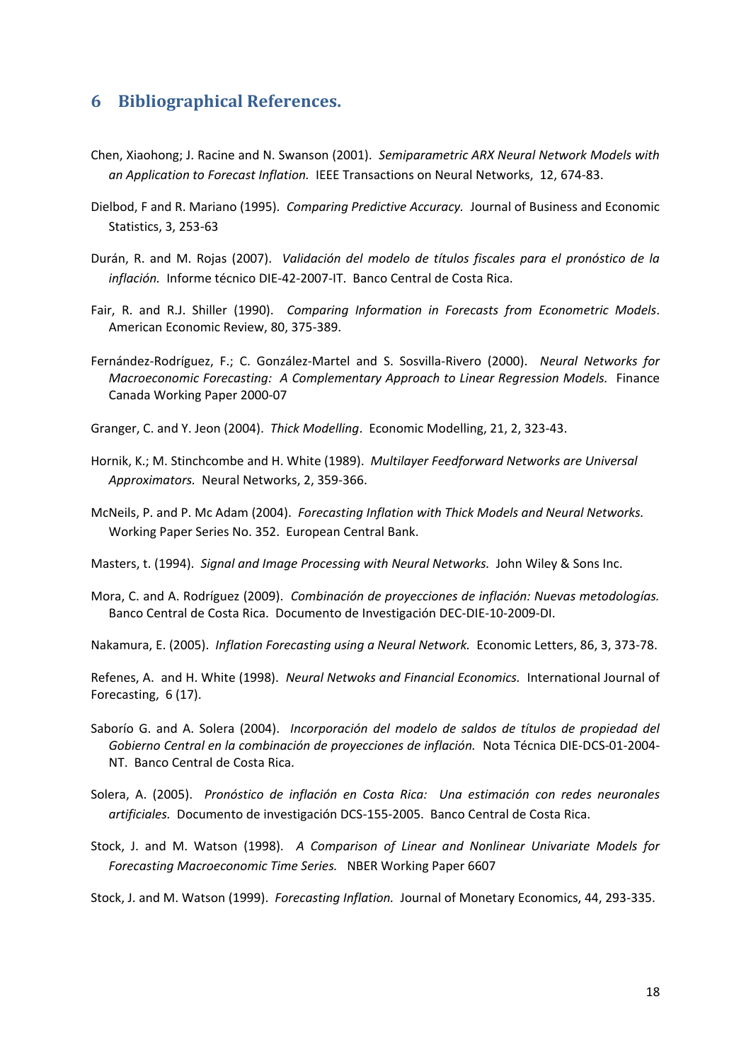## 6 Bibliographical References.

Chen, Xiaohong; J. Racine and N. Swanson (2001). *Semiparametric ARX Neural Network Models with an Application to Forecast Inflation.* IEEE Transactions on Neural Networks, 12, 674-83.

Dielbod, F and R. Mariano (1995). *Comparing Predictive Accuracy.* Journal of Business and Economic Statistics, 3, 253-63

Durán, R. and M. Rojas (2007). *Validación del modelo de títulos fiscales para el pronóstico de la inflación.* Informe técnico DIE-42-2007-IT. Banco Central de Costa Rica.

Fair, R. and R.J. Shiller (1990). *Comparing Information in Forecasts from Econometric Models*. American Economic Review, 80, 375-389.

Fernández-Rodríguez, F.; C. González-Martel and S. Sosvilla-Rivero (2000). *Neural Networks for Macroeconomic Forecasting: A Complementary Approach to Linear Regression Models.* Finance Canada Working Paper 2000-07

Granger, C. and Y. Jeon (2004). *Thick Modelling*. Economic Modelling, 21, 2, 323-43.

Hornik, K.; M. Stinchcombe and H. White (1989). *Multilayer Feedforward Networks are Universal Approximators.* Neural Networks, 2, 359-366.

McNeils, P. and P. Mc Adam (2004). *Forecasting Inflation with Thick Models and Neural Networks.* Working Paper Series No. 352. European Central Bank.

Masters, t. (1994). *Signal and Image Processing with Neural Networks.* John Wiley & Sons Inc.

Mora, C. and A. Rodríguez (2009). *Combinación de proyecciones de inflación: Nuevas metodologías.* Banco Central de Costa Rica. Documento de Investigación DEC-DIE-10-2009-DI.

Nakamura, E. (2005). *Inflation Forecasting using a Neural Network.* Economic Letters, 86, 3, 373-78.

Refenes, A. and H. White (1998). *Neural Netwoks and Financial Economics.* International Journal of Forecasting, 6 (17).

Saborío G. and A. Solera (2004). *Incorporación del modelo de saldos de títulos de propiedad del Gobierno Central en la combinación de proyecciones de inflación.* Nota Técnica DIE-DCS-01-2004-NT. Banco Central de Costa Rica.

Solera, A. (2005). *Pronóstico de inflación en Costa Rica: Una estimación con redes neuronales artificiales.* Documento de investigación DCS-155-2005. Banco Central de Costa Rica.

Stock, J. and M. Watson (1998). *A Comparison of Linear and Nonlinear Univariate Models for Forecasting Macroeconomic Time Series.* NBER Working Paper 6607

Stock, J. and M. Watson (1999). *Forecasting Inflation.* Journal of Monetary Economics, 44, 293-335.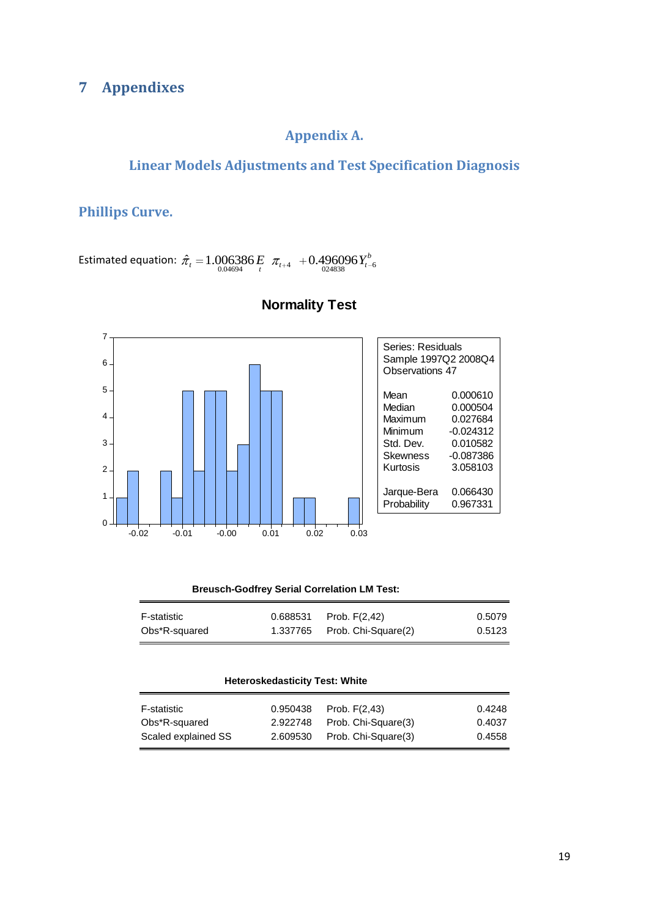# 7 Appendixes

## Appendix A.

## Linear Models Adjustments and Test Specification Diagnosis

### Phillips Curve.

Estimated equation: $\hat{\pi}_t = \underset{0.04694}{1.006386} \underset{t}{E} \pi_{t+4} + \underset{024838}{0.496096} Y^b_{t-6}$

**Normality Test**

| Series: Residuals | |
|---|---|
| Sample 1997Q2 2008Q4 | |
| Observations 47 | |
| Mean | 0.000610 |
| Median | 0.000504 |
| Maximum | 0.027684 |
| Minimum | -0.024312 |
| Std. Dev. | 0.010582 |
| Skewness | -0.087386 |
| Kurtosis | 3.058103 |
| Jarque-Bera | 0.066430 |
| Probability | 0.967331 |

**Breusch-Godfrey Serial Correlation LM Test:**

| | | | |
|---|---|---|---|
| F-statistic | 0.688531 | Prob. F(2,42) | 0.5079 |
| Obs*R-squared | 1.337765 | Prob. Chi-Square(2) | 0.5123 |

**Heteroskedasticity Test: White**

| | | | |
|---|---|---|---|
| F-statistic | 0.950438 | Prob. F(2,43) | 0.4248 |
| Obs*R-squared | 2.922748 | Prob. Chi-Square(3) | 0.4037 |
| Scaled explained SS | 2.609530 | Prob. Chi-Square(3) | 0.4558 |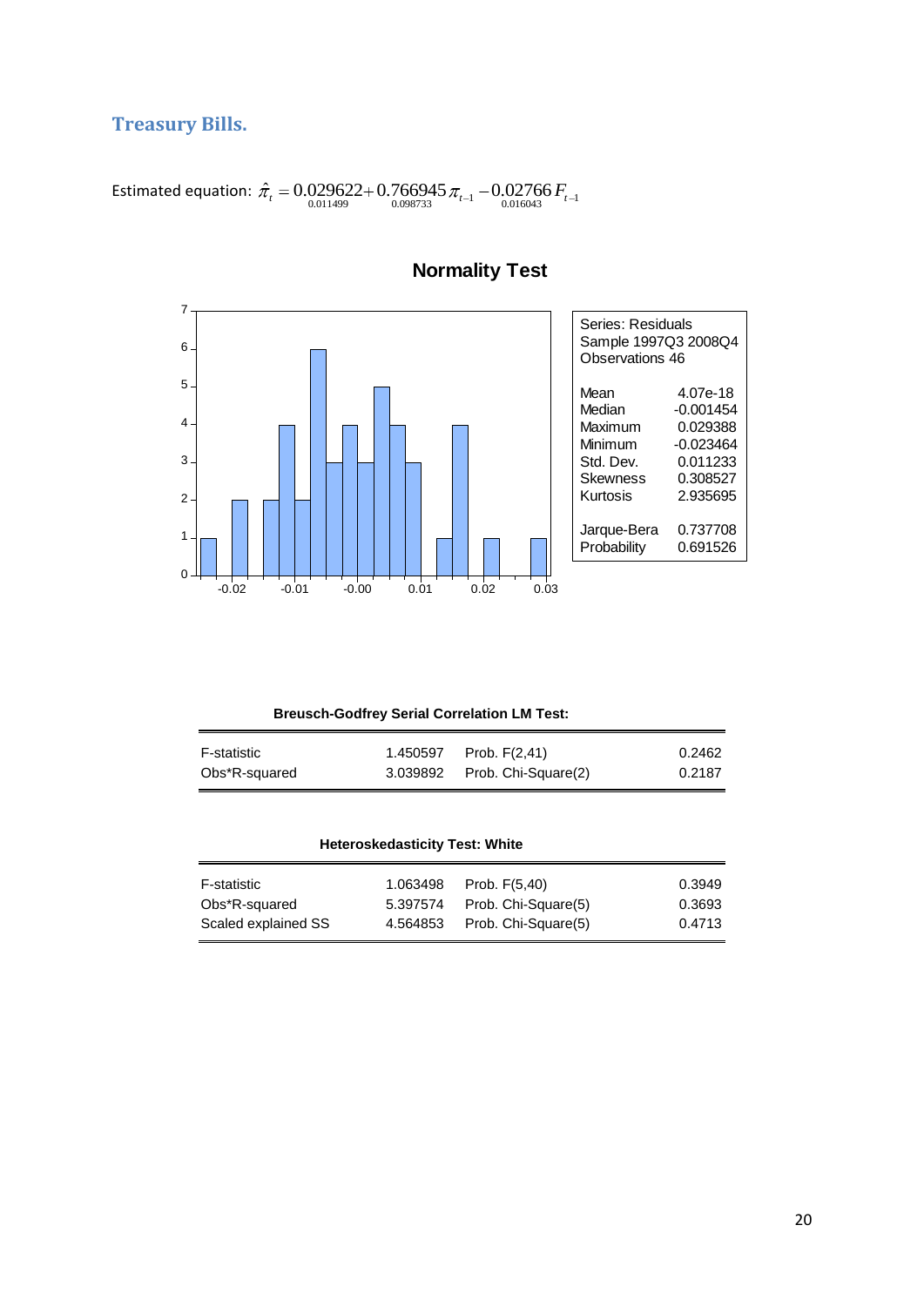## Treasury Bills.

Estimated equation: $\hat{\pi}_t = \underset{0.011499}{0.029622} + \underset{0.098733}{0.766945}\pi_{t-1} - \underset{0.016043}{0.02766}F_{t-1}$

**Normality Test**

| Series: Residuals | |
|---|---|
| Sample 1997Q3 2008Q4 | |
| Observations 46 | |
| Mean | 4.07e-18 |
| Median | -0.001454 |
| Maximum | 0.029388 |
| Minimum | -0.023464 |
| Std. Dev. | 0.011233 |
| Skewness | 0.308527 |
| Kurtosis | 2.935695 |
| Jarque-Bera | 0.737708 |
| Probability | 0.691526 |

**Breusch-Godfrey Serial Correlation LM Test:**

| | | | |
|---|---|---|---|
| F-statistic | 1.450597 | Prob. F(2,41) | 0.2462 |
| Obs*R-squared | 3.039892 | Prob. Chi-Square(2) | 0.2187 |

**Heteroskedasticity Test: White**

| | | | |
|---|---|---|---|
| F-statistic | 1.063498 | Prob. F(5,40) | 0.3949 |
| Obs*R-squared | 5.397574 | Prob. Chi-Square(5) | 0.3693 |
| Scaled explained SS | 4.564853 | Prob. Chi-Square(5) | 0.4713 |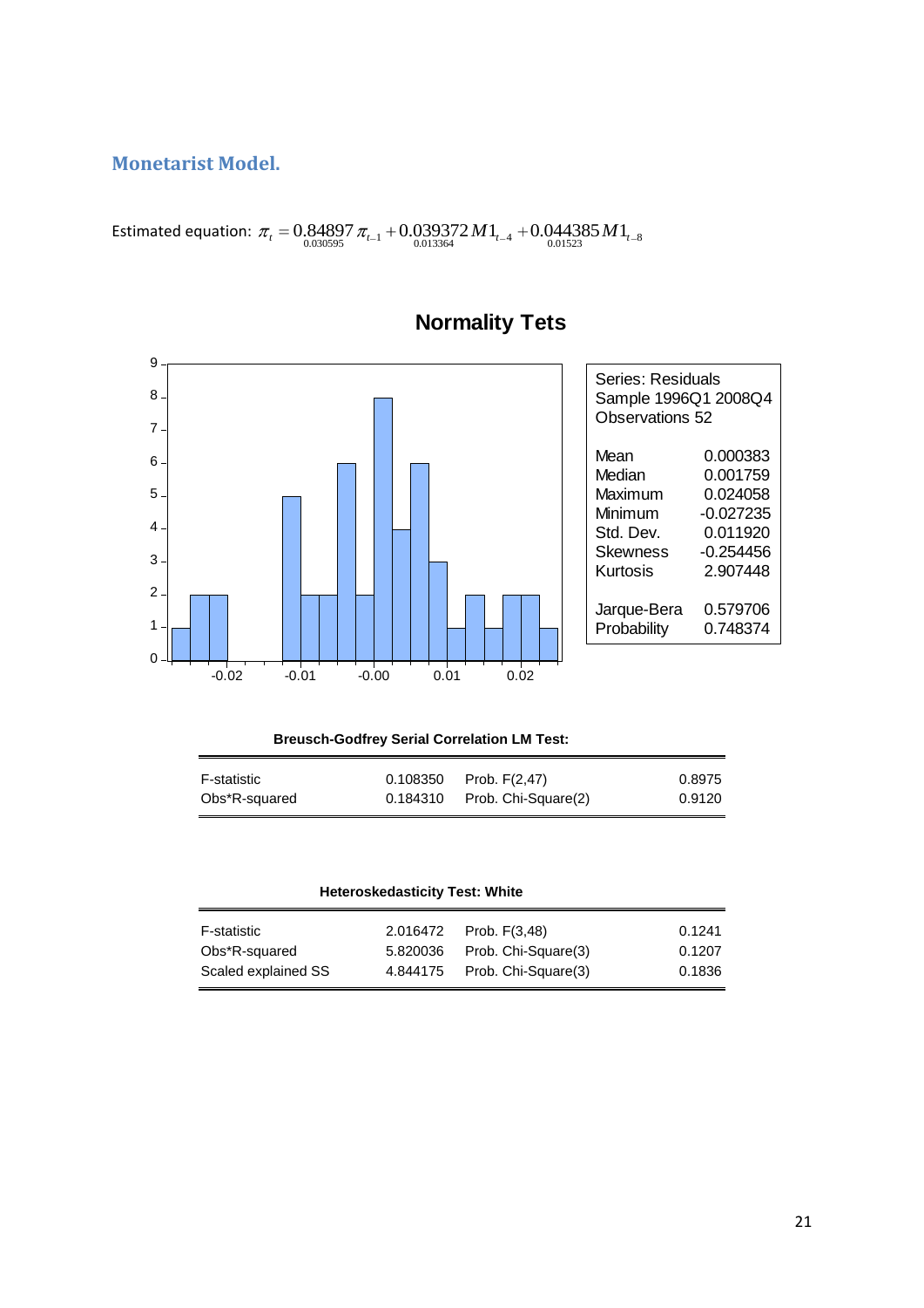## Monetarist Model.

Estimated equation: $\pi_t = \underset{0.030595}{0.84897}\,\pi_{t-1} + \underset{0.013364}{0.039372}\,M1_{t-4} + \underset{0.01523}{0.044385}\,M1_{t-8}$

### Normality Tets

| Series: Residuals | |
|---|---|
| Sample 1996Q1 2008Q4 | |
| Observations 52 | |
| Mean | 0.000383 |
| Median | 0.001759 |
| Maximum | 0.024058 |
| Minimum | -0.027235 |
| Std. Dev. | 0.011920 |
| Skewness | -0.254456 |
| Kurtosis | 2.907448 |
| Jarque-Bera | 0.579706 |
| Probability | 0.748374 |

**Breusch-Godfrey Serial Correlation LM Test:**

| | | | |
|---|---|---|---|
| F-statistic | 0.108350 | Prob. F(2,47) | 0.8975 |
| Obs*R-squared | 0.184310 | Prob. Chi-Square(2) | 0.9120 |

**Heteroskedasticity Test: White**

| | | | |
|---|---|---|---|
| F-statistic | 2.016472 | Prob. F(3,48) | 0.1241 |
| Obs*R-squared | 5.820036 | Prob. Chi-Square(3) | 0.1207 |
| Scaled explained SS | 4.844175 | Prob. Chi-Square(3) | 0.1836 |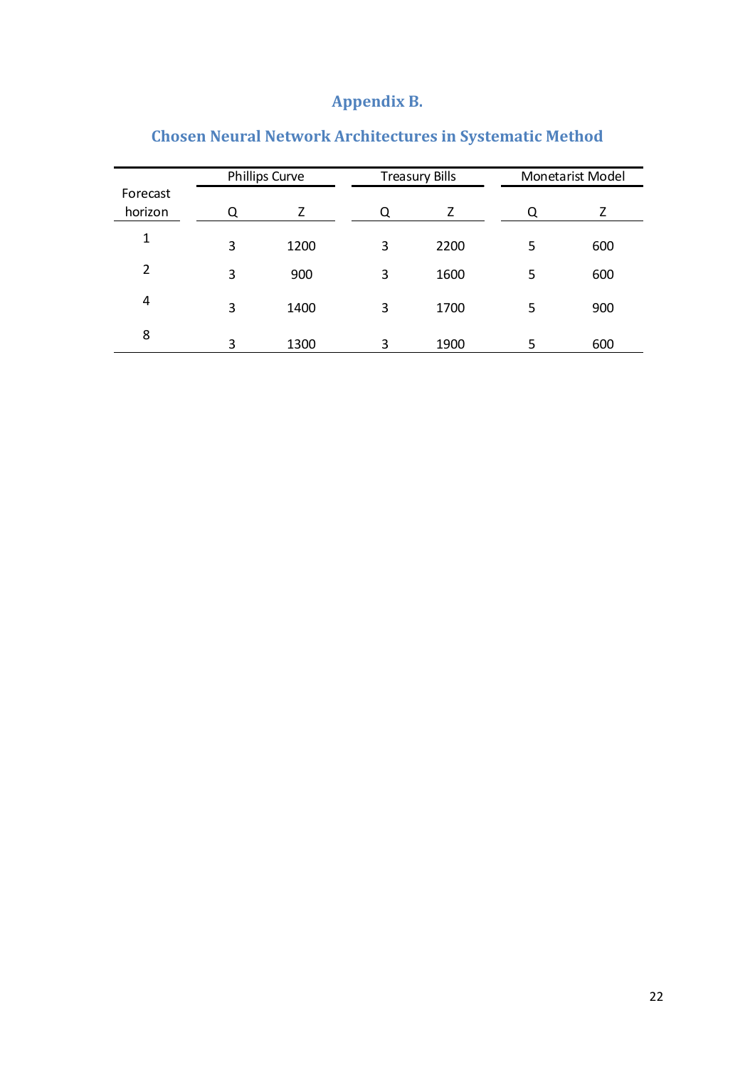# Appendix B.

## Chosen Neural Network Architectures in Systematic Method

| Forecast horizon | Phillips Curve | | Treasury Bills | | Monetarist Model | |
|---|---|---|---|---|---|---|
| | Q | Z | Q | Z | Q | Z |
| 1 | 3 | 1200 | 3 | 2200 | 5 | 600 |
| 2 | 3 | 900 | 3 | 1600 | 5 | 600 |
| 4 | 3 | 1400 | 3 | 1700 | 5 | 900 |
| 8 | 3 | 1300 | 3 | 1900 | 5 | 600 |